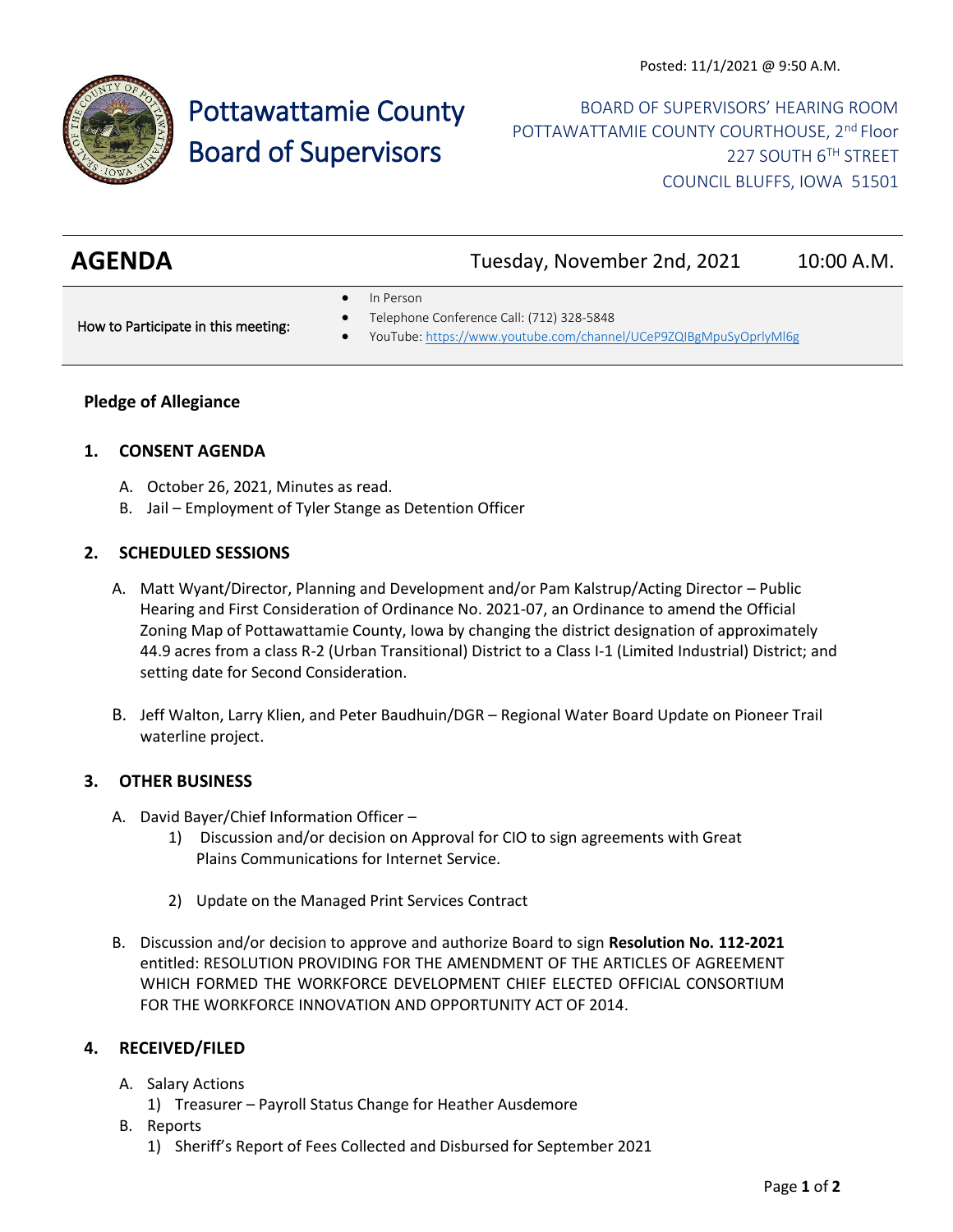Posted: 11/1/2021 @ 9:50 A.M.

# Pottawattamie County Board of Supervisors

BOARD OF SUPERVISORS' HEARING ROOM
POTTAWATTAMIE COUNTY COURTHOUSE, 2nd Floor
227 SOUTH 6TH STREET
COUNCIL BLUFFS, IOWA 51501

## AGENDA — Tuesday, November 2nd, 2021 — 10:00 A.M.

How to Participate in this meeting:

- In Person
- Telephone Conference Call: (712) 328-5848
- YouTube: https://www.youtube.com/channel/UCeP9ZQIBgMpuSyOprlyMl6g

**Pledge of Allegiance**

### 1. CONSENT AGENDA

A. October 26, 2021, Minutes as read.
B. Jail – Employment of Tyler Stange as Detention Officer

### 2. SCHEDULED SESSIONS

A. Matt Wyant/Director, Planning and Development and/or Pam Kalstrup/Acting Director – Public Hearing and First Consideration of Ordinance No. 2021-07, an Ordinance to amend the Official Zoning Map of Pottawattamie County, Iowa by changing the district designation of approximately 44.9 acres from a class R-2 (Urban Transitional) District to a Class I-1 (Limited Industrial) District; and setting date for Second Consideration.

B. Jeff Walton, Larry Klien, and Peter Baudhuin/DGR – Regional Water Board Update on Pioneer Trail waterline project.

### 3. OTHER BUSINESS

A. David Bayer/Chief Information Officer –
   1) Discussion and/or decision on Approval for CIO to sign agreements with Great Plains Communications for Internet Service.
   2) Update on the Managed Print Services Contract

B. Discussion and/or decision to approve and authorize Board to sign **Resolution No. 112-2021** entitled: RESOLUTION PROVIDING FOR THE AMENDMENT OF THE ARTICLES OF AGREEMENT WHICH FORMED THE WORKFORCE DEVELOPMENT CHIEF ELECTED OFFICIAL CONSORTIUM FOR THE WORKFORCE INNOVATION AND OPPORTUNITY ACT OF 2014.

### 4. RECEIVED/FILED

A. Salary Actions
   1) Treasurer – Payroll Status Change for Heather Ausdemore
B. Reports
   1) Sheriff's Report of Fees Collected and Disbursed for September 2021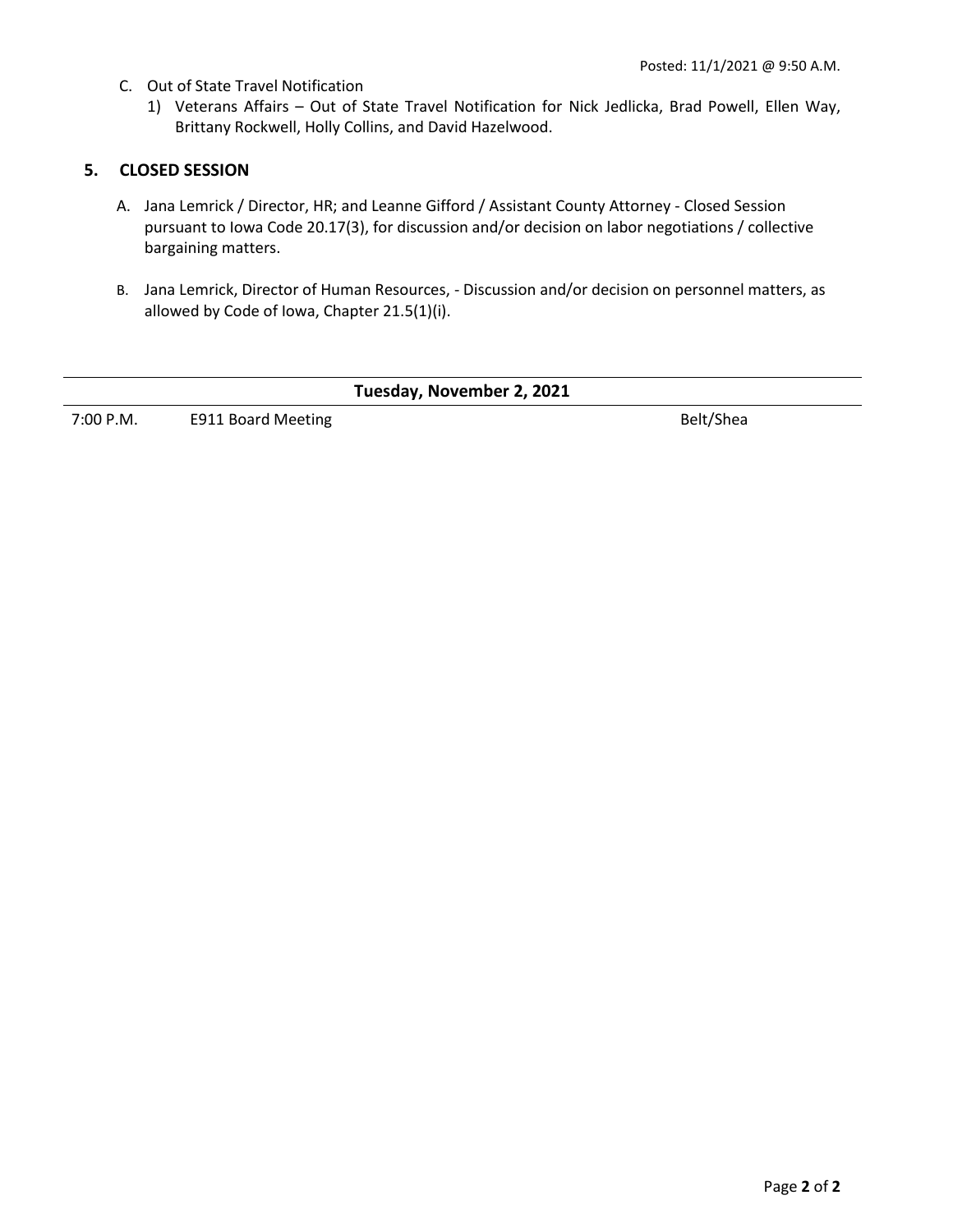Posted: 11/1/2021 @ 9:50 A.M.

C. Out of State Travel Notification
   1) Veterans Affairs – Out of State Travel Notification for Nick Jedlicka, Brad Powell, Ellen Way, Brittany Rockwell, Holly Collins, and David Hazelwood.

## 5. CLOSED SESSION

A. Jana Lemrick / Director, HR; and Leanne Gifford / Assistant County Attorney - Closed Session pursuant to Iowa Code 20.17(3), for discussion and/or decision on labor negotiations / collective bargaining matters.

B. Jana Lemrick, Director of Human Resources, - Discussion and/or decision on personnel matters, as allowed by Code of Iowa, Chapter 21.5(1)(i).

---

**Tuesday, November 2, 2021**

| | | |
|---|---|---|
| 7:00 P.M. | E911 Board Meeting | Belt/Shea |